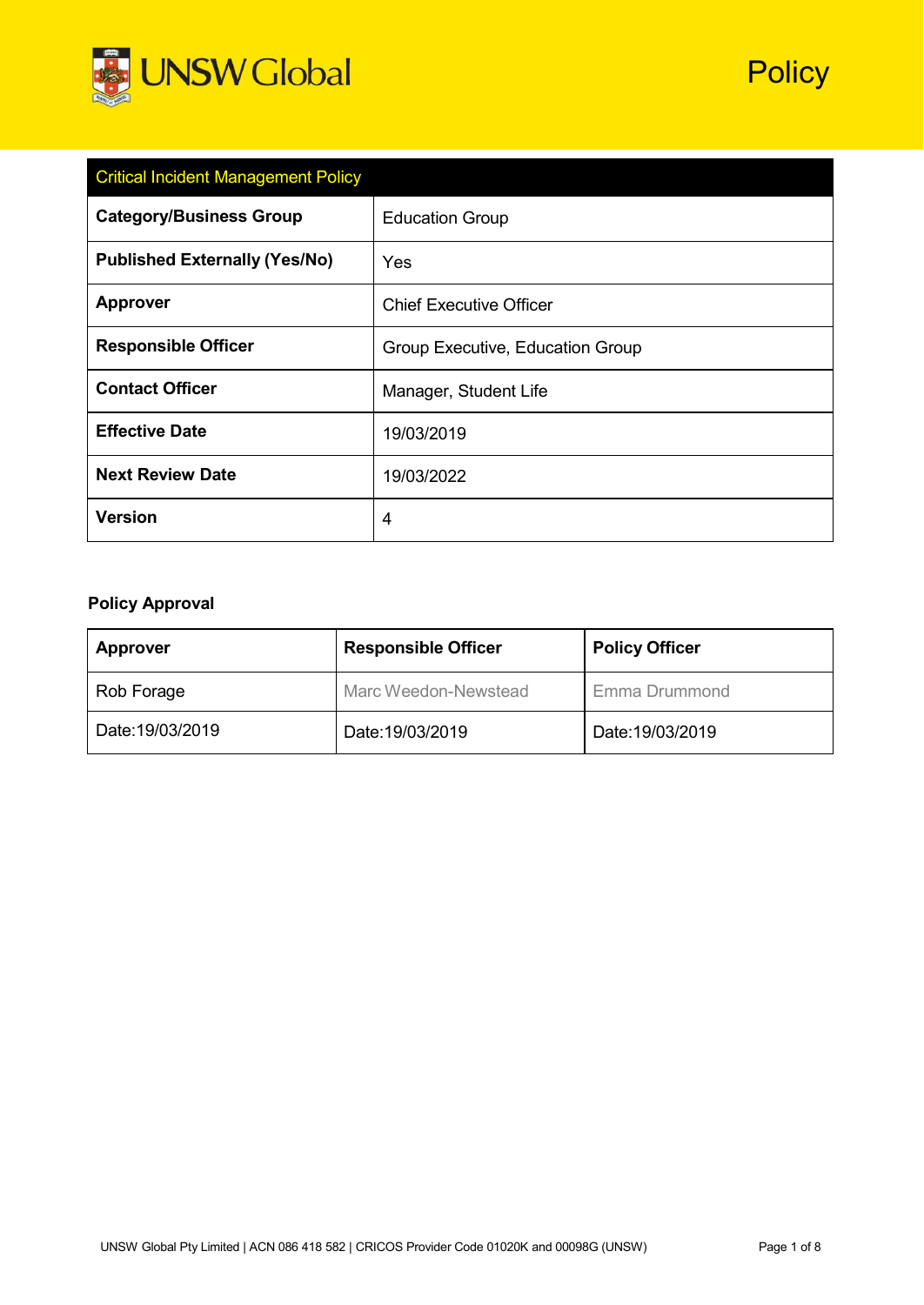UNSW Global

Policy

| Critical Incident Management Policy | |
|---|---|
| **Category/Business Group** | Education Group |
| **Published Externally (Yes/No)** | Yes |
| **Approver** | Chief Executive Officer |
| **Responsible Officer** | Group Executive, Education Group |
| **Contact Officer** | Manager, Student Life |
| **Effective Date** | 19/03/2019 |
| **Next Review Date** | 19/03/2022 |
| **Version** | 4 |

**Policy Approval**

| **Approver** | **Responsible Officer** | **Policy Officer** |
|---|---|---|
| Rob Forage | Marc Weedon-Newstead | Emma Drummond |
| Date:19/03/2019 | Date:19/03/2019 | Date:19/03/2019 |

UNSW Global Pty Limited | ACN 086 418 582 | CRICOS Provider Code 01020K and 00098G (UNSW)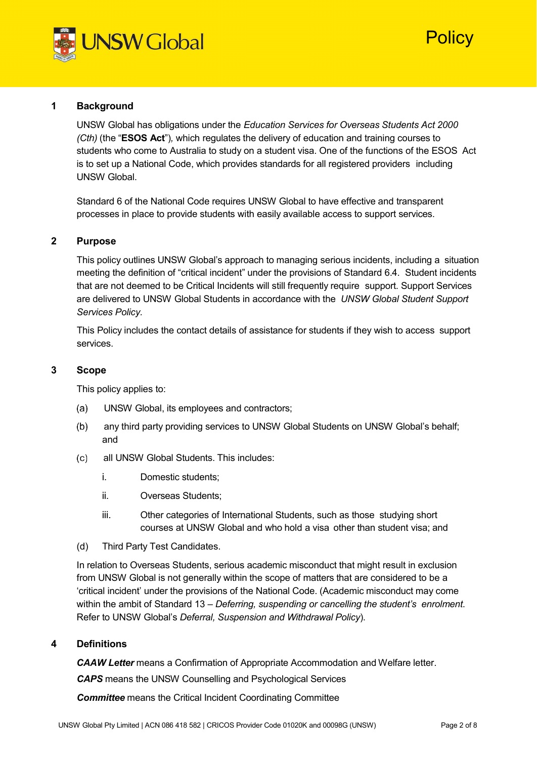## 1 Background

UNSW Global has obligations under the *Education Services for Overseas Students Act 2000 (Cth)* (the "**ESOS Act**"), which regulates the delivery of education and training courses to students who come to Australia to study on a student visa. One of the functions of the ESOS Act is to set up a National Code, which provides standards for all registered providers including UNSW Global.

Standard 6 of the National Code requires UNSW Global to have effective and transparent processes in place to provide students with easily available access to support services.

## 2 Purpose

This policy outlines UNSW Global's approach to managing serious incidents, including a situation meeting the definition of "critical incident" under the provisions of Standard 6.4. Student incidents that are not deemed to be Critical Incidents will still frequently require support. Support Services are delivered to UNSW Global Students in accordance with the *UNSW Global Student Support Services Policy.*

This Policy includes the contact details of assistance for students if they wish to access support services.

## 3 Scope

This policy applies to:

(a) UNSW Global, its employees and contractors;

(b) any third party providing services to UNSW Global Students on UNSW Global's behalf; and

(c) all UNSW Global Students. This includes:

  i. Domestic students;

  ii. Overseas Students;

  iii. Other categories of International Students, such as those studying short courses at UNSW Global and who hold a visa other than student visa; and

(d) Third Party Test Candidates.

In relation to Overseas Students, serious academic misconduct that might result in exclusion from UNSW Global is not generally within the scope of matters that are considered to be a 'critical incident' under the provisions of the National Code. (Academic misconduct may come within the ambit of Standard 13 – *Deferring, suspending or cancelling the student's enrolment.* Refer to UNSW Global's *Deferral, Suspension and Withdrawal Policy*).

## 4 Definitions

***CAAW Letter*** means a Confirmation of Appropriate Accommodation and Welfare letter.

***CAPS*** means the UNSW Counselling and Psychological Services

***Committee*** means the Critical Incident Coordinating Committee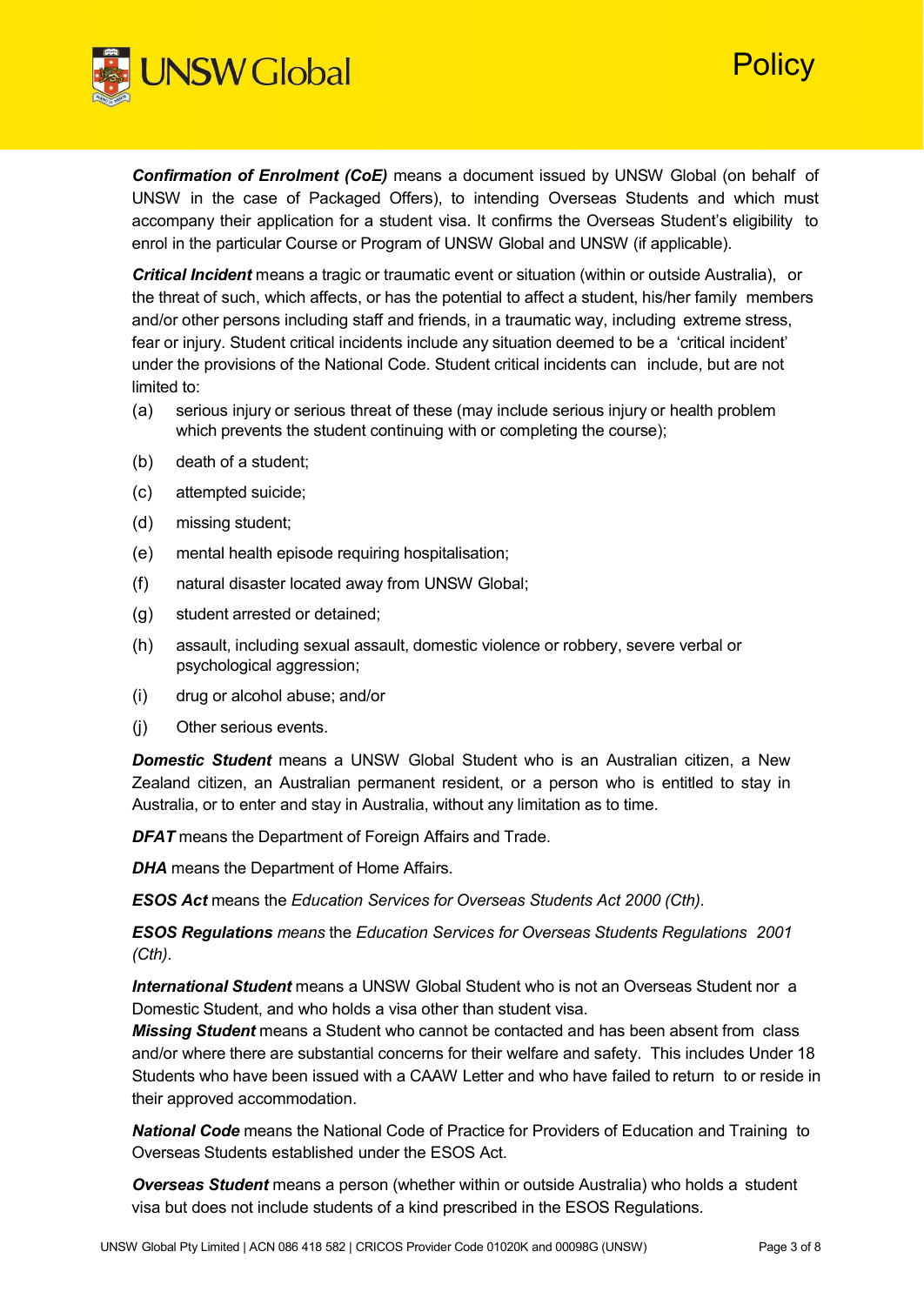***Confirmation of Enrolment (CoE)*** means a document issued by UNSW Global (on behalf of UNSW in the case of Packaged Offers), to intending Overseas Students and which must accompany their application for a student visa. It confirms the Overseas Student's eligibility to enrol in the particular Course or Program of UNSW Global and UNSW (if applicable).

***Critical Incident*** means a tragic or traumatic event or situation (within or outside Australia), or the threat of such, which affects, or has the potential to affect a student, his/her family members and/or other persons including staff and friends, in a traumatic way, including extreme stress, fear or injury. Student critical incidents include any situation deemed to be a 'critical incident' under the provisions of the National Code. Student critical incidents can include, but are not limited to:

(a) serious injury or serious threat of these (may include serious injury or health problem which prevents the student continuing with or completing the course);

(b) death of a student;

(c) attempted suicide;

(d) missing student;

(e) mental health episode requiring hospitalisation;

(f) natural disaster located away from UNSW Global;

(g) student arrested or detained;

(h) assault, including sexual assault, domestic violence or robbery, severe verbal or psychological aggression;

(i) drug or alcohol abuse; and/or

(j) Other serious events.

***Domestic Student*** means a UNSW Global Student who is an Australian citizen, a New Zealand citizen, an Australian permanent resident, or a person who is entitled to stay in Australia, or to enter and stay in Australia, without any limitation as to time.

***DFAT*** means the Department of Foreign Affairs and Trade.

***DHA*** means the Department of Home Affairs.

***ESOS Act*** means the *Education Services for Overseas Students Act 2000 (Cth)*.

***ESOS Regulations*** *means* the *Education Services for Overseas Students Regulations 2001 (Cth)*.

***International Student*** means a UNSW Global Student who is not an Overseas Student nor a Domestic Student, and who holds a visa other than student visa.

***Missing Student*** means a Student who cannot be contacted and has been absent from class and/or where there are substantial concerns for their welfare and safety. This includes Under 18 Students who have been issued with a CAAW Letter and who have failed to return to or reside in their approved accommodation.

***National Code*** means the National Code of Practice for Providers of Education and Training to Overseas Students established under the ESOS Act.

***Overseas Student*** means a person (whether within or outside Australia) who holds a student visa but does not include students of a kind prescribed in the ESOS Regulations.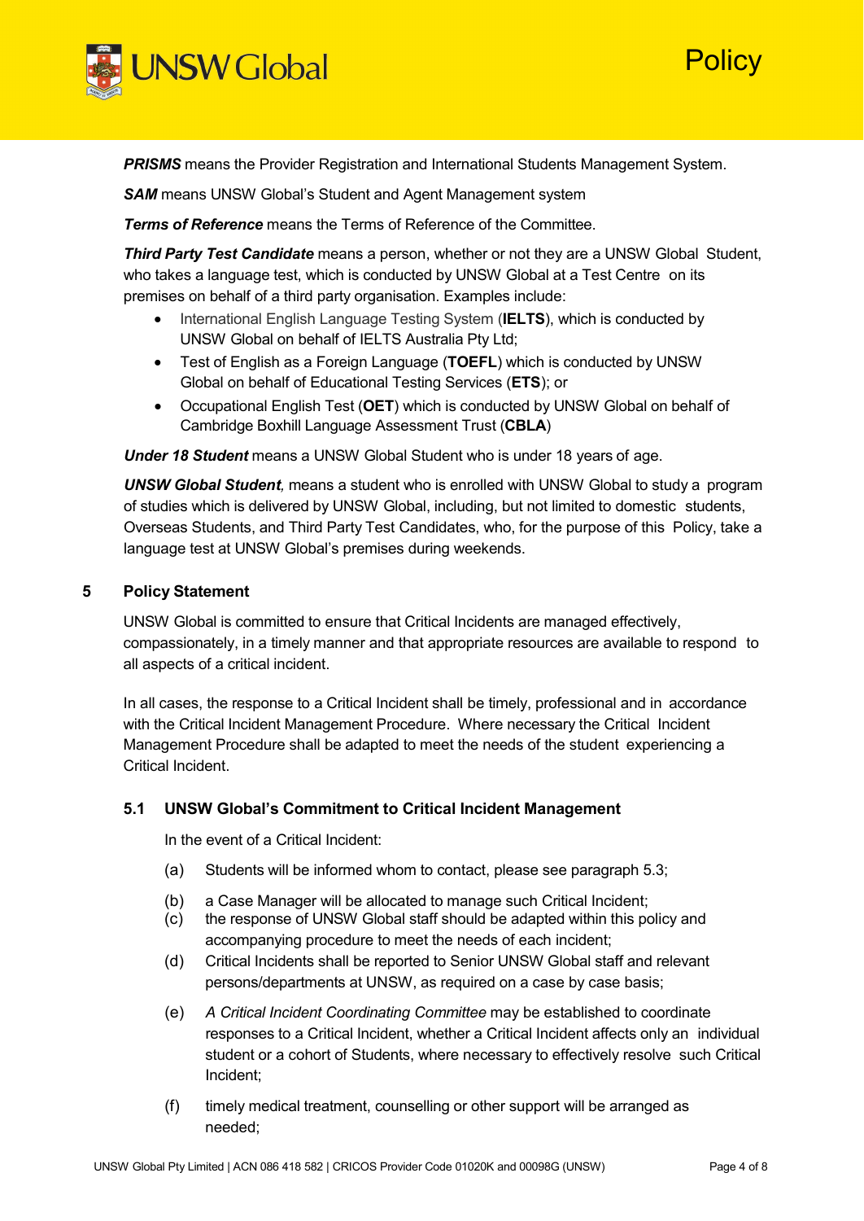***PRISMS*** means the Provider Registration and International Students Management System.

***SAM*** means UNSW Global's Student and Agent Management system

***Terms of Reference*** means the Terms of Reference of the Committee.

***Third Party Test Candidate*** means a person, whether or not they are a UNSW Global Student, who takes a language test, which is conducted by UNSW Global at a Test Centre on its premises on behalf of a third party organisation. Examples include:

- International English Language Testing System (**IELTS**), which is conducted by UNSW Global on behalf of IELTS Australia Pty Ltd;
- Test of English as a Foreign Language (**TOEFL**) which is conducted by UNSW Global on behalf of Educational Testing Services (**ETS**); or
- Occupational English Test (**OET**) which is conducted by UNSW Global on behalf of Cambridge Boxhill Language Assessment Trust (**CBLA**)

***Under 18 Student*** means a UNSW Global Student who is under 18 years of age.

***UNSW Global Student**,* means a student who is enrolled with UNSW Global to study a program of studies which is delivered by UNSW Global, including, but not limited to domestic students, Overseas Students, and Third Party Test Candidates, who, for the purpose of this Policy, take a language test at UNSW Global's premises during weekends.

## 5 Policy Statement

UNSW Global is committed to ensure that Critical Incidents are managed effectively, compassionately, in a timely manner and that appropriate resources are available to respond to all aspects of a critical incident.

In all cases, the response to a Critical Incident shall be timely, professional and in accordance with the Critical Incident Management Procedure. Where necessary the Critical Incident Management Procedure shall be adapted to meet the needs of the student experiencing a Critical Incident.

### 5.1 UNSW Global's Commitment to Critical Incident Management

In the event of a Critical Incident:

(a) Students will be informed whom to contact, please see paragraph 5.3;

(b) a Case Manager will be allocated to manage such Critical Incident;

(c) the response of UNSW Global staff should be adapted within this policy and accompanying procedure to meet the needs of each incident;

(d) Critical Incidents shall be reported to Senior UNSW Global staff and relevant persons/departments at UNSW, as required on a case by case basis;

(e) *A Critical Incident Coordinating Committee* may be established to coordinate responses to a Critical Incident, whether a Critical Incident affects only an individual student or a cohort of Students, where necessary to effectively resolve such Critical Incident;

(f) timely medical treatment, counselling or other support will be arranged as needed;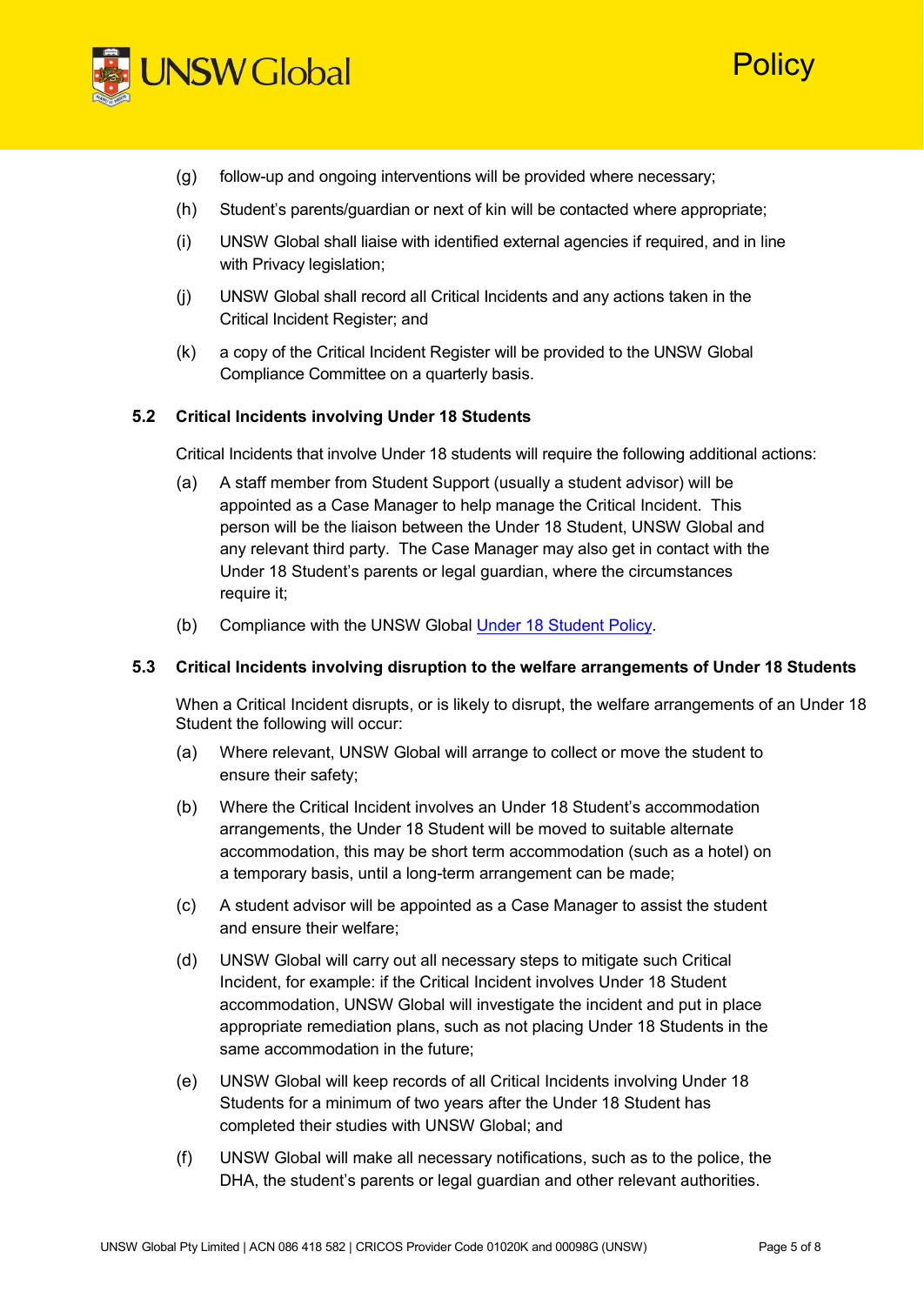(g) follow-up and ongoing interventions will be provided where necessary;

(h) Student's parents/guardian or next of kin will be contacted where appropriate;

(i) UNSW Global shall liaise with identified external agencies if required, and in line with Privacy legislation;

(j) UNSW Global shall record all Critical Incidents and any actions taken in the Critical Incident Register; and

(k) a copy of the Critical Incident Register will be provided to the UNSW Global Compliance Committee on a quarterly basis.

### 5.2 Critical Incidents involving Under 18 Students

Critical Incidents that involve Under 18 students will require the following additional actions:

(a) A staff member from Student Support (usually a student advisor) will be appointed as a Case Manager to help manage the Critical Incident. This person will be the liaison between the Under 18 Student, UNSW Global and any relevant third party. The Case Manager may also get in contact with the Under 18 Student's parents or legal guardian, where the circumstances require it;

(b) Compliance with the UNSW Global Under 18 Student Policy.

### 5.3 Critical Incidents involving disruption to the welfare arrangements of Under 18 Students

When a Critical Incident disrupts, or is likely to disrupt, the welfare arrangements of an Under 18 Student the following will occur:

(a) Where relevant, UNSW Global will arrange to collect or move the student to ensure their safety;

(b) Where the Critical Incident involves an Under 18 Student's accommodation arrangements, the Under 18 Student will be moved to suitable alternate accommodation, this may be short term accommodation (such as a hotel) on a temporary basis, until a long-term arrangement can be made;

(c) A student advisor will be appointed as a Case Manager to assist the student and ensure their welfare;

(d) UNSW Global will carry out all necessary steps to mitigate such Critical Incident, for example: if the Critical Incident involves Under 18 Student accommodation, UNSW Global will investigate the incident and put in place appropriate remediation plans, such as not placing Under 18 Students in the same accommodation in the future;

(e) UNSW Global will keep records of all Critical Incidents involving Under 18 Students for a minimum of two years after the Under 18 Student has completed their studies with UNSW Global; and

(f) UNSW Global will make all necessary notifications, such as to the police, the DHA, the student's parents or legal guardian and other relevant authorities.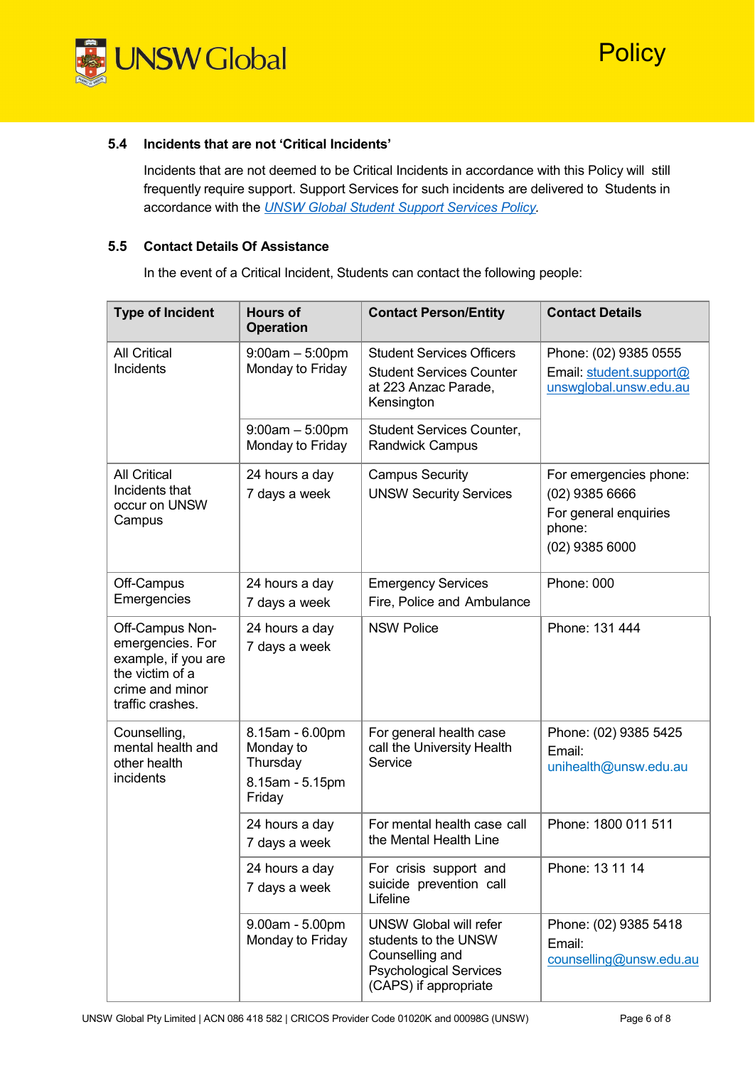### 5.4 Incidents that are not 'Critical Incidents'

Incidents that are not deemed to be Critical Incidents in accordance with this Policy will still frequently require support. Support Services for such incidents are delivered to Students in accordance with the *UNSW Global Student Support Services Policy*.

### 5.5 Contact Details Of Assistance

In the event of a Critical Incident, Students can contact the following people:

| Type of Incident | Hours of Operation | Contact Person/Entity | Contact Details |
|---|---|---|---|
| All Critical Incidents | 9:00am – 5:00pm Monday to Friday | Student Services Officers<br>Student Services Counter at 223 Anzac Parade, Kensington | Phone: (02) 9385 0555<br>Email: student.support@unswglobal.unsw.edu.au |
| | 9:00am – 5:00pm Monday to Friday | Student Services Counter, Randwick Campus | |
| All Critical Incidents that occur on UNSW Campus | 24 hours a day<br>7 days a week | Campus Security<br>UNSW Security Services | For emergencies phone:<br>(02) 9385 6666<br>For general enquiries phone:<br>(02) 9385 6000 |
| Off-Campus Emergencies | 24 hours a day<br>7 days a week | Emergency Services<br>Fire, Police and Ambulance | Phone: 000 |
| Off-Campus Non-emergencies. For example, if you are the victim of a crime and minor traffic crashes. | 24 hours a day<br>7 days a week | NSW Police | Phone: 131 444 |
| Counselling, mental health and other health incidents | 8.15am - 6.00pm Monday to Thursday<br>8.15am - 5.15pm Friday | For general health case call the University Health Service | Phone: (02) 9385 5425<br>Email: unihealth@unsw.edu.au |
| | 24 hours a day<br>7 days a week | For mental health case call the Mental Health Line | Phone: 1800 011 511 |
| | 24 hours a day<br>7 days a week | For crisis support and suicide prevention call Lifeline | Phone: 13 11 14 |
| | 9.00am - 5.00pm Monday to Friday | UNSW Global will refer students to the UNSW Counselling and Psychological Services (CAPS) if appropriate | Phone: (02) 9385 5418<br>Email: counselling@unsw.edu.au |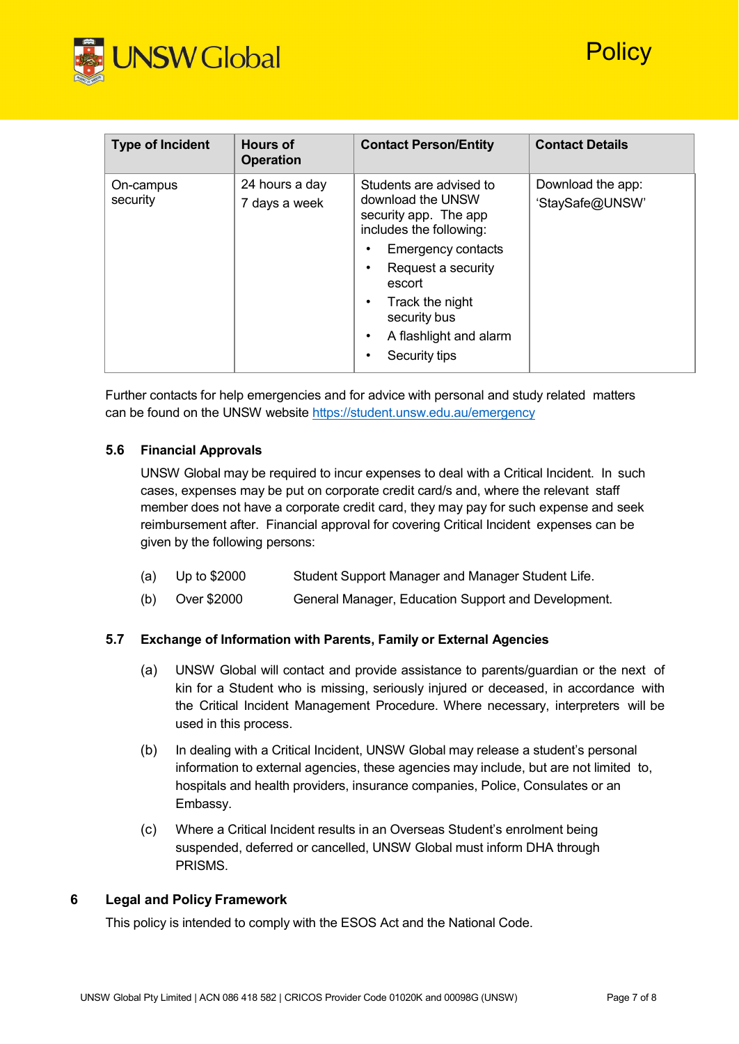| Type of Incident | Hours of Operation | Contact Person/Entity | Contact Details |
| --- | --- | --- | --- |
| On-campus security | 24 hours a day<br>7 days a week | Students are advised to download the UNSW security app. The app includes the following:<br>• Emergency contacts<br>• Request a security escort<br>• Track the night security bus<br>• A flashlight and alarm<br>• Security tips | Download the app: 'StaySafe@UNSW' |

Further contacts for help emergencies and for advice with personal and study related matters can be found on the UNSW website [https://student.unsw.edu.au/emergency](https://student.unsw.edu.au/emergency)

### 5.6 Financial Approvals

UNSW Global may be required to incur expenses to deal with a Critical Incident. In such cases, expenses may be put on corporate credit card/s and, where the relevant staff member does not have a corporate credit card, they may pay for such expense and seek reimbursement after. Financial approval for covering Critical Incident expenses can be given by the following persons:

(a) Up to $2000 Student Support Manager and Manager Student Life.

(b) Over $2000 General Manager, Education Support and Development.

### 5.7 Exchange of Information with Parents, Family or External Agencies

(a) UNSW Global will contact and provide assistance to parents/guardian or the next of kin for a Student who is missing, seriously injured or deceased, in accordance with the Critical Incident Management Procedure. Where necessary, interpreters will be used in this process.

(b) In dealing with a Critical Incident, UNSW Global may release a student's personal information to external agencies, these agencies may include, but are not limited to, hospitals and health providers, insurance companies, Police, Consulates or an Embassy.

(c) Where a Critical Incident results in an Overseas Student's enrolment being suspended, deferred or cancelled, UNSW Global must inform DHA through PRISMS.

## 6 Legal and Policy Framework

This policy is intended to comply with the ESOS Act and the National Code.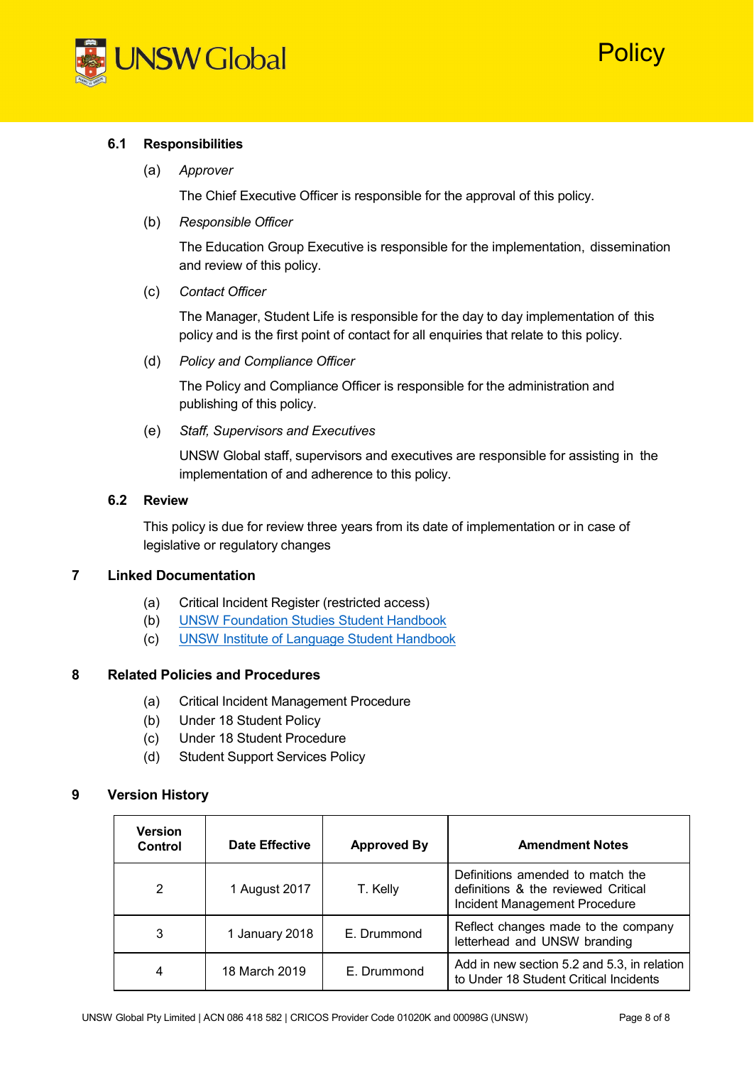### 6.1 Responsibilities

(a) *Approver*

The Chief Executive Officer is responsible for the approval of this policy.

(b) *Responsible Officer*

The Education Group Executive is responsible for the implementation, dissemination and review of this policy.

(c) *Contact Officer*

The Manager, Student Life is responsible for the day to day implementation of this policy and is the first point of contact for all enquiries that relate to this policy.

(d) *Policy and Compliance Officer*

The Policy and Compliance Officer is responsible for the administration and publishing of this policy.

(e) *Staff, Supervisors and Executives*

UNSW Global staff, supervisors and executives are responsible for assisting in the implementation of and adherence to this policy.

### 6.2 Review

This policy is due for review three years from its date of implementation or in case of legislative or regulatory changes

## 7 Linked Documentation

(a) Critical Incident Register (restricted access)
(b) UNSW Foundation Studies Student Handbook
(c) UNSW Institute of Language Student Handbook

## 8 Related Policies and Procedures

(a) Critical Incident Management Procedure
(b) Under 18 Student Policy
(c) Under 18 Student Procedure
(d) Student Support Services Policy

## 9 Version History

| Version Control | Date Effective | Approved By | Amendment Notes |
|---|---|---|---|
| 2 | 1 August 2017 | T. Kelly | Definitions amended to match the definitions & the reviewed Critical Incident Management Procedure |
| 3 | 1 January 2018 | E. Drummond | Reflect changes made to the company letterhead and UNSW branding |
| 4 | 18 March 2019 | E. Drummond | Add in new section 5.2 and 5.3, in relation to Under 18 Student Critical Incidents |